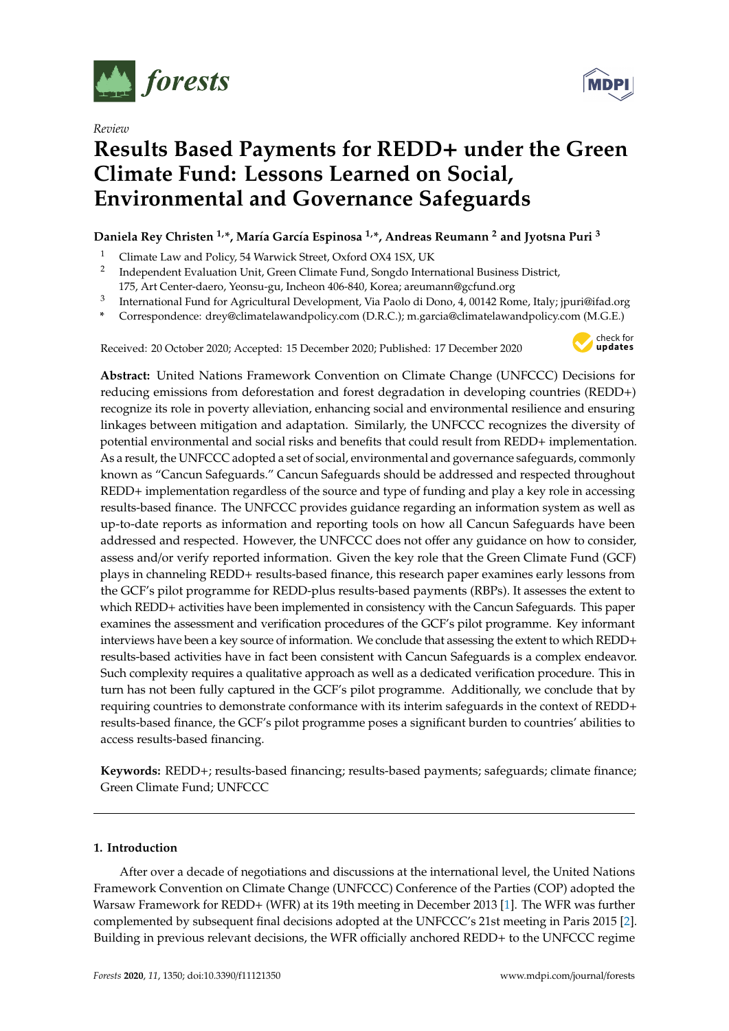*Review*

# Results Based Payments for REDD+ under the Green Climate Fund: Lessons Learned on Social, Environmental and Governance Safeguards

**Daniela Rey Christen [1,*], María García Espinosa [1,*], Andreas Reumann [2] and Jyotsna Puri [3]**

[1] Climate Law and Policy, 54 Warwick Street, Oxford OX4 1SX, UK
[2] Independent Evaluation Unit, Green Climate Fund, Songdo International Business District, 175, Art Center-daero, Yeonsu-gu, Incheon 406-840, Korea; areumann@gcfund.org
[3] International Fund for Agricultural Development, Via Paolo di Dono, 4, 00142 Rome, Italy; jpuri@ifad.org
* Correspondence: drey@climatelawandpolicy.com (D.R.C.); m.garcia@climatelawandpolicy.com (M.G.E.)

Received: 20 October 2020; Accepted: 15 December 2020; Published: 17 December 2020

**Abstract:** United Nations Framework Convention on Climate Change (UNFCCC) Decisions for reducing emissions from deforestation and forest degradation in developing countries (REDD+) recognize its role in poverty alleviation, enhancing social and environmental resilience and ensuring linkages between mitigation and adaptation. Similarly, the UNFCCC recognizes the diversity of potential environmental and social risks and benefits that could result from REDD+ implementation. As a result, the UNFCCC adopted a set of social, environmental and governance safeguards, commonly known as "Cancun Safeguards." Cancun Safeguards should be addressed and respected throughout REDD+ implementation regardless of the source and type of funding and play a key role in accessing results-based finance. The UNFCCC provides guidance regarding an information system as well as up-to-date reports as information and reporting tools on how all Cancun Safeguards have been addressed and respected. However, the UNFCCC does not offer any guidance on how to consider, assess and/or verify reported information. Given the key role that the Green Climate Fund (GCF) plays in channeling REDD+ results-based finance, this research paper examines early lessons from the GCF's pilot programme for REDD-plus results-based payments (RBPs). It assesses the extent to which REDD+ activities have been implemented in consistency with the Cancun Safeguards. This paper examines the assessment and verification procedures of the GCF's pilot programme. Key informant interviews have been a key source of information. We conclude that assessing the extent to which REDD+ results-based activities have in fact been consistent with Cancun Safeguards is a complex endeavor. Such complexity requires a qualitative approach as well as a dedicated verification procedure. This in turn has not been fully captured in the GCF's pilot programme. Additionally, we conclude that by requiring countries to demonstrate conformance with its interim safeguards in the context of REDD+ results-based finance, the GCF's pilot programme poses a significant burden to countries' abilities to access results-based financing.

**Keywords:** REDD+; results-based financing; results-based payments; safeguards; climate finance; Green Climate Fund; UNFCCC

## 1. Introduction

After over a decade of negotiations and discussions at the international level, the United Nations Framework Convention on Climate Change (UNFCCC) Conference of the Parties (COP) adopted the Warsaw Framework for REDD+ (WFR) at its 19th meeting in December 2013 [1]. The WFR was further complemented by subsequent final decisions adopted at the UNFCCC's 21st meeting in Paris 2015 [2]. Building in previous relevant decisions, the WFR officially anchored REDD+ to the UNFCCC regime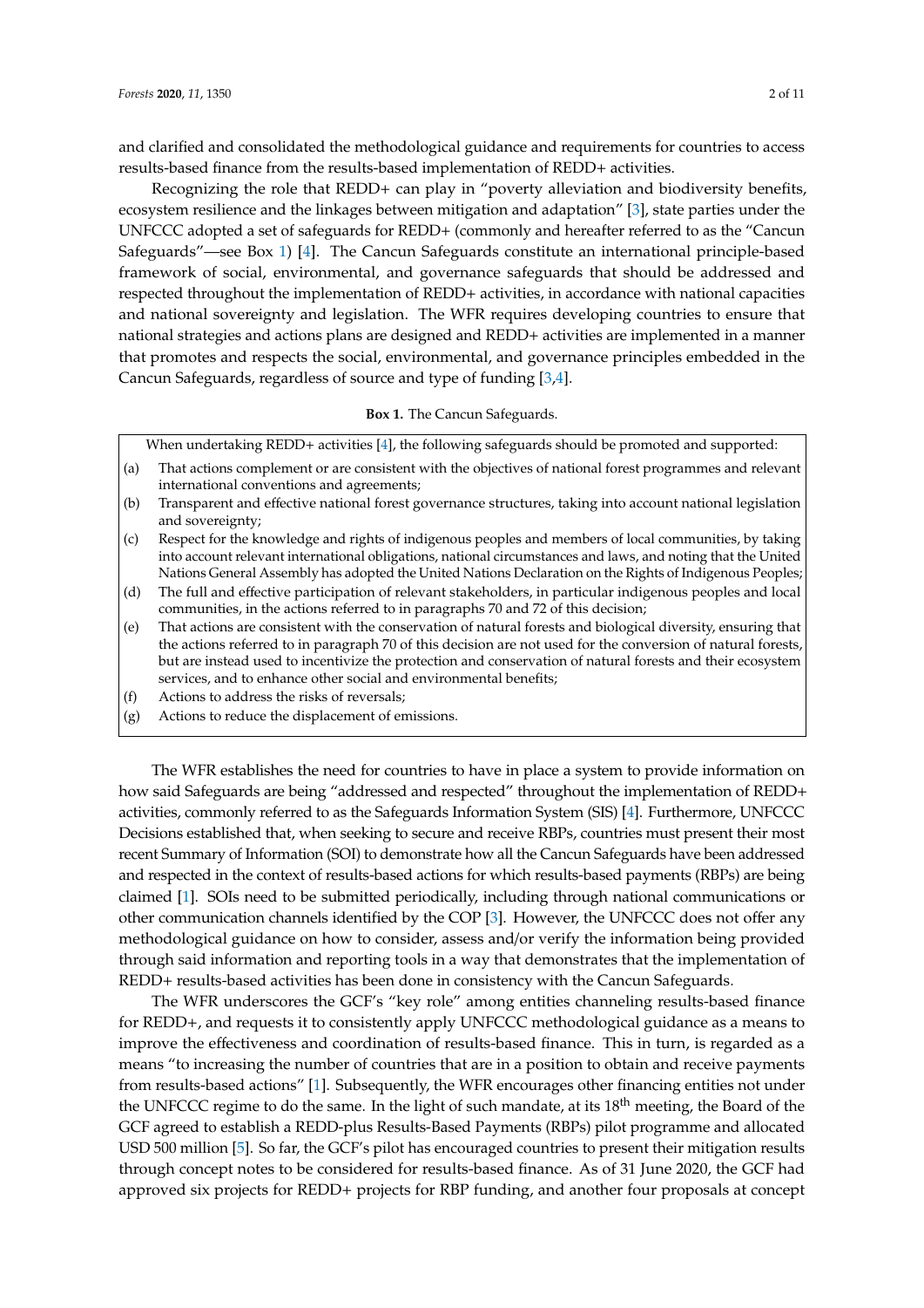and clarified and consolidated the methodological guidance and requirements for countries to access results-based finance from the results-based implementation of REDD+ activities.

Recognizing the role that REDD+ can play in "poverty alleviation and biodiversity benefits, ecosystem resilience and the linkages between mitigation and adaptation" [3], state parties under the UNFCCC adopted a set of safeguards for REDD+ (commonly and hereafter referred to as the "Cancun Safeguards"—see Box 1) [4]. The Cancun Safeguards constitute an international principle-based framework of social, environmental, and governance safeguards that should be addressed and respected throughout the implementation of REDD+ activities, in accordance with national capacities and national sovereignty and legislation. The WFR requires developing countries to ensure that national strategies and actions plans are designed and REDD+ activities are implemented in a manner that promotes and respects the social, environmental, and governance principles embedded in the Cancun Safeguards, regardless of source and type of funding [3,4].

**Box 1.** The Cancun Safeguards.

When undertaking REDD+ activities [4], the following safeguards should be promoted and supported:

(a) That actions complement or are consistent with the objectives of national forest programmes and relevant international conventions and agreements;
(b) Transparent and effective national forest governance structures, taking into account national legislation and sovereignty;
(c) Respect for the knowledge and rights of indigenous peoples and members of local communities, by taking into account relevant international obligations, national circumstances and laws, and noting that the United Nations General Assembly has adopted the United Nations Declaration on the Rights of Indigenous Peoples;
(d) The full and effective participation of relevant stakeholders, in particular indigenous peoples and local communities, in the actions referred to in paragraphs 70 and 72 of this decision;
(e) That actions are consistent with the conservation of natural forests and biological diversity, ensuring that the actions referred to in paragraph 70 of this decision are not used for the conversion of natural forests, but are instead used to incentivize the protection and conservation of natural forests and their ecosystem services, and to enhance other social and environmental benefits;
(f) Actions to address the risks of reversals;
(g) Actions to reduce the displacement of emissions.

The WFR establishes the need for countries to have in place a system to provide information on how said Safeguards are being "addressed and respected" throughout the implementation of REDD+ activities, commonly referred to as the Safeguards Information System (SIS) [4]. Furthermore, UNFCCC Decisions established that, when seeking to secure and receive RBPs, countries must present their most recent Summary of Information (SOI) to demonstrate how all the Cancun Safeguards have been addressed and respected in the context of results-based actions for which results-based payments (RBPs) are being claimed [1]. SOIs need to be submitted periodically, including through national communications or other communication channels identified by the COP [3]. However, the UNFCCC does not offer any methodological guidance on how to consider, assess and/or verify the information being provided through said information and reporting tools in a way that demonstrates that the implementation of REDD+ results-based activities has been done in consistency with the Cancun Safeguards.

The WFR underscores the GCF's "key role" among entities channeling results-based finance for REDD+, and requests it to consistently apply UNFCCC methodological guidance as a means to improve the effectiveness and coordination of results-based finance. This in turn, is regarded as a means "to increasing the number of countries that are in a position to obtain and receive payments from results-based actions" [1]. Subsequently, the WFR encourages other financing entities not under the UNFCCC regime to do the same. In the light of such mandate, at its 18th meeting, the Board of the GCF agreed to establish a REDD-plus Results-Based Payments (RBPs) pilot programme and allocated USD 500 million [5]. So far, the GCF's pilot has encouraged countries to present their mitigation results through concept notes to be considered for results-based finance. As of 31 June 2020, the GCF had approved six projects for REDD+ projects for RBP funding, and another four proposals at concept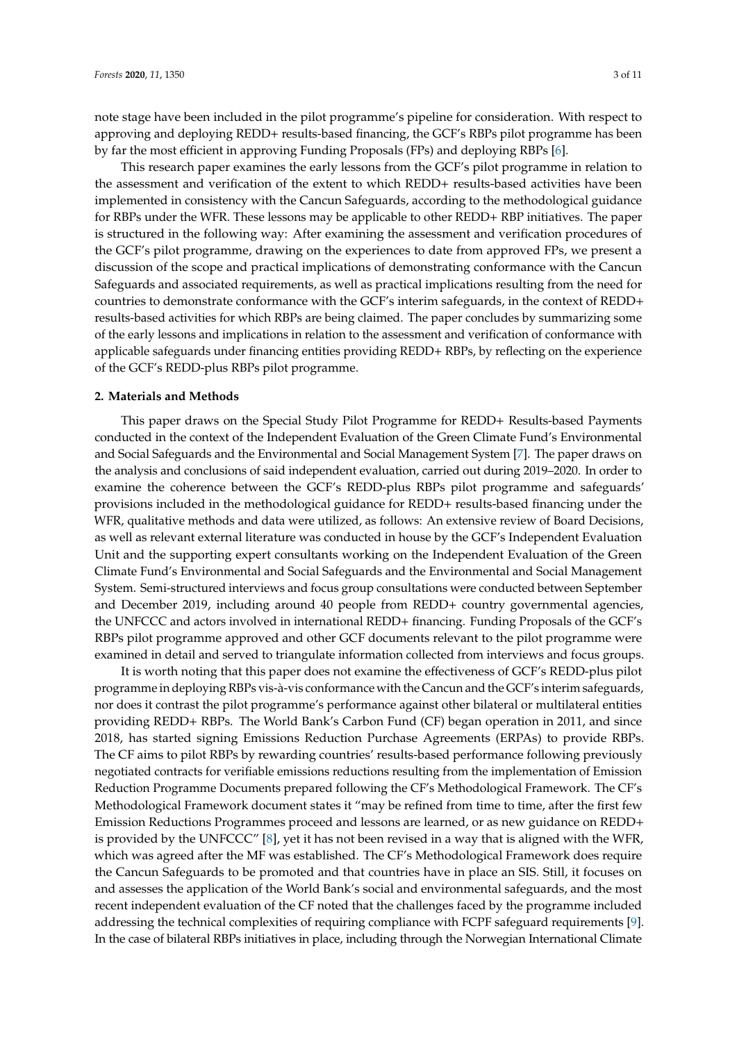note stage have been included in the pilot programme's pipeline for consideration. With respect to approving and deploying REDD+ results-based financing, the GCF's RBPs pilot programme has been by far the most efficient in approving Funding Proposals (FPs) and deploying RBPs [6].

This research paper examines the early lessons from the GCF's pilot programme in relation to the assessment and verification of the extent to which REDD+ results-based activities have been implemented in consistency with the Cancun Safeguards, according to the methodological guidance for RBPs under the WFR. These lessons may be applicable to other REDD+ RBP initiatives. The paper is structured in the following way: After examining the assessment and verification procedures of the GCF's pilot programme, drawing on the experiences to date from approved FPs, we present a discussion of the scope and practical implications of demonstrating conformance with the Cancun Safeguards and associated requirements, as well as practical implications resulting from the need for countries to demonstrate conformance with the GCF's interim safeguards, in the context of REDD+ results-based activities for which RBPs are being claimed. The paper concludes by summarizing some of the early lessons and implications in relation to the assessment and verification of conformance with applicable safeguards under financing entities providing REDD+ RBPs, by reflecting on the experience of the GCF's REDD-plus RBPs pilot programme.

## 2. Materials and Methods

This paper draws on the Special Study Pilot Programme for REDD+ Results-based Payments conducted in the context of the Independent Evaluation of the Green Climate Fund's Environmental and Social Safeguards and the Environmental and Social Management System [7]. The paper draws on the analysis and conclusions of said independent evaluation, carried out during 2019–2020. In order to examine the coherence between the GCF's REDD-plus RBPs pilot programme and safeguards' provisions included in the methodological guidance for REDD+ results-based financing under the WFR, qualitative methods and data were utilized, as follows: An extensive review of Board Decisions, as well as relevant external literature was conducted in house by the GCF's Independent Evaluation Unit and the supporting expert consultants working on the Independent Evaluation of the Green Climate Fund's Environmental and Social Safeguards and the Environmental and Social Management System. Semi-structured interviews and focus group consultations were conducted between September and December 2019, including around 40 people from REDD+ country governmental agencies, the UNFCCC and actors involved in international REDD+ financing. Funding Proposals of the GCF's RBPs pilot programme approved and other GCF documents relevant to the pilot programme were examined in detail and served to triangulate information collected from interviews and focus groups.

It is worth noting that this paper does not examine the effectiveness of GCF's REDD-plus pilot programme in deploying RBPs vis-à-vis conformance with the Cancun and the GCF's interim safeguards, nor does it contrast the pilot programme's performance against other bilateral or multilateral entities providing REDD+ RBPs. The World Bank's Carbon Fund (CF) began operation in 2011, and since 2018, has started signing Emissions Reduction Purchase Agreements (ERPAs) to provide RBPs. The CF aims to pilot RBPs by rewarding countries' results-based performance following previously negotiated contracts for verifiable emissions reductions resulting from the implementation of Emission Reduction Programme Documents prepared following the CF's Methodological Framework. The CF's Methodological Framework document states it "may be refined from time to time, after the first few Emission Reductions Programmes proceed and lessons are learned, or as new guidance on REDD+ is provided by the UNFCCC" [8], yet it has not been revised in a way that is aligned with the WFR, which was agreed after the MF was established. The CF's Methodological Framework does require the Cancun Safeguards to be promoted and that countries have in place an SIS. Still, it focuses on and assesses the application of the World Bank's social and environmental safeguards, and the most recent independent evaluation of the CF noted that the challenges faced by the programme included addressing the technical complexities of requiring compliance with FCPF safeguard requirements [9]. In the case of bilateral RBPs initiatives in place, including through the Norwegian International Climate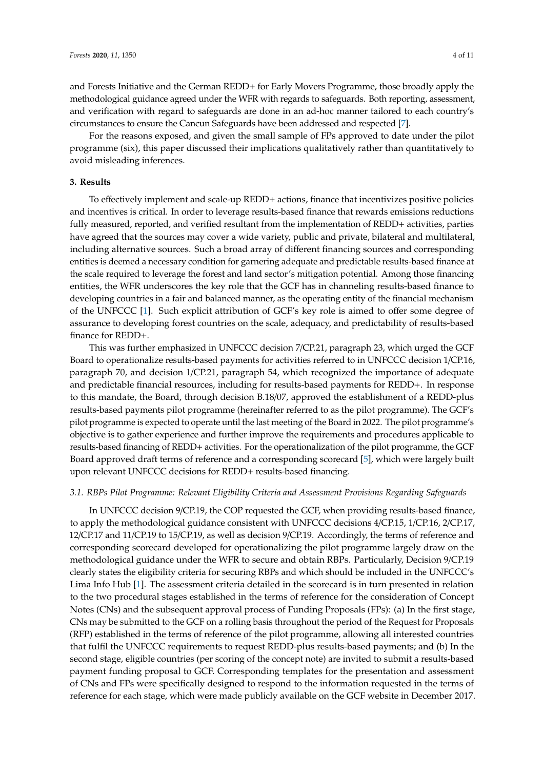and Forests Initiative and the German REDD+ for Early Movers Programme, those broadly apply the methodological guidance agreed under the WFR with regards to safeguards. Both reporting, assessment, and verification with regard to safeguards are done in an ad-hoc manner tailored to each country's circumstances to ensure the Cancun Safeguards have been addressed and respected [7].

For the reasons exposed, and given the small sample of FPs approved to date under the pilot programme (six), this paper discussed their implications qualitatively rather than quantitatively to avoid misleading inferences.

## 3. Results

To effectively implement and scale-up REDD+ actions, finance that incentivizes positive policies and incentives is critical. In order to leverage results-based finance that rewards emissions reductions fully measured, reported, and verified resultant from the implementation of REDD+ activities, parties have agreed that the sources may cover a wide variety, public and private, bilateral and multilateral, including alternative sources. Such a broad array of different financing sources and corresponding entities is deemed a necessary condition for garnering adequate and predictable results-based finance at the scale required to leverage the forest and land sector's mitigation potential. Among those financing entities, the WFR underscores the key role that the GCF has in channeling results-based finance to developing countries in a fair and balanced manner, as the operating entity of the financial mechanism of the UNFCCC [1]. Such explicit attribution of GCF's key role is aimed to offer some degree of assurance to developing forest countries on the scale, adequacy, and predictability of results-based finance for REDD+.

This was further emphasized in UNFCCC decision 7/CP.21, paragraph 23, which urged the GCF Board to operationalize results-based payments for activities referred to in UNFCCC decision 1/CP.16, paragraph 70, and decision 1/CP.21, paragraph 54, which recognized the importance of adequate and predictable financial resources, including for results-based payments for REDD+. In response to this mandate, the Board, through decision B.18/07, approved the establishment of a REDD-plus results-based payments pilot programme (hereinafter referred to as the pilot programme). The GCF's pilot programme is expected to operate until the last meeting of the Board in 2022. The pilot programme's objective is to gather experience and further improve the requirements and procedures applicable to results-based financing of REDD+ activities. For the operationalization of the pilot programme, the GCF Board approved draft terms of reference and a corresponding scorecard [5], which were largely built upon relevant UNFCCC decisions for REDD+ results-based financing.

### *3.1. RBPs Pilot Programme: Relevant Eligibility Criteria and Assessment Provisions Regarding Safeguards*

In UNFCCC decision 9/CP.19, the COP requested the GCF, when providing results-based finance, to apply the methodological guidance consistent with UNFCCC decisions 4/CP.15, 1/CP.16, 2/CP.17, 12/CP.17 and 11/CP.19 to 15/CP.19, as well as decision 9/CP.19. Accordingly, the terms of reference and corresponding scorecard developed for operationalizing the pilot programme largely draw on the methodological guidance under the WFR to secure and obtain RBPs. Particularly, Decision 9/CP.19 clearly states the eligibility criteria for securing RBPs and which should be included in the UNFCCC's Lima Info Hub [1]. The assessment criteria detailed in the scorecard is in turn presented in relation to the two procedural stages established in the terms of reference for the consideration of Concept Notes (CNs) and the subsequent approval process of Funding Proposals (FPs): (a) In the first stage, CNs may be submitted to the GCF on a rolling basis throughout the period of the Request for Proposals (RFP) established in the terms of reference of the pilot programme, allowing all interested countries that fulfil the UNFCCC requirements to request REDD-plus results-based payments; and (b) In the second stage, eligible countries (per scoring of the concept note) are invited to submit a results-based payment funding proposal to GCF. Corresponding templates for the presentation and assessment of CNs and FPs were specifically designed to respond to the information requested in the terms of reference for each stage, which were made publicly available on the GCF website in December 2017.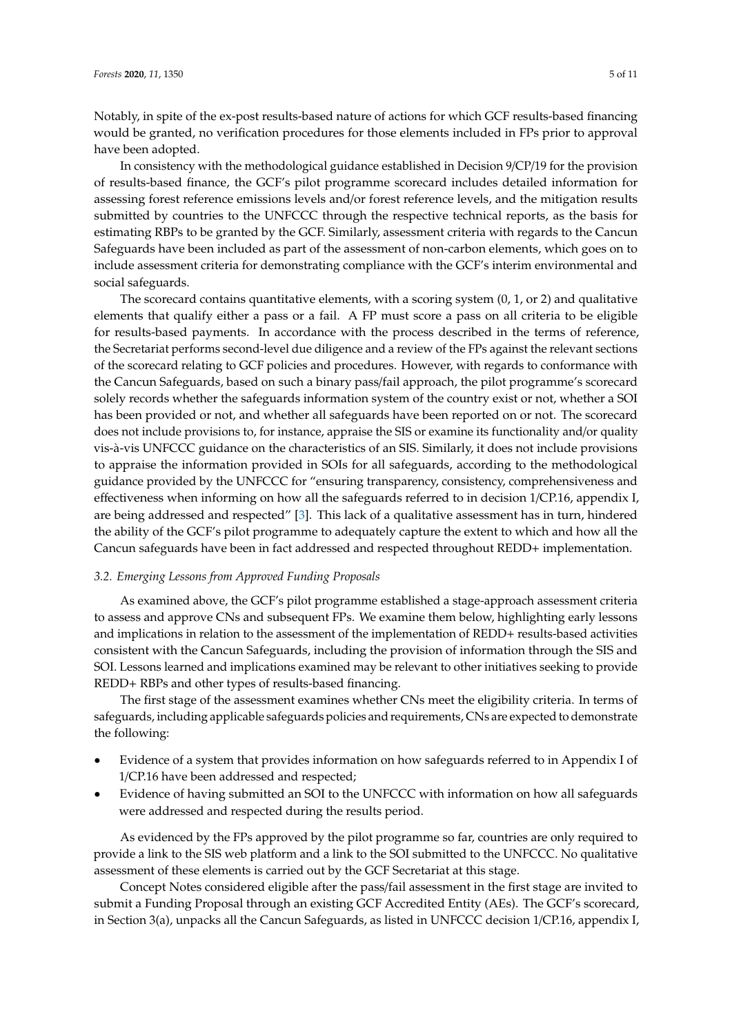Notably, in spite of the ex-post results-based nature of actions for which GCF results-based financing would be granted, no verification procedures for those elements included in FPs prior to approval have been adopted.

In consistency with the methodological guidance established in Decision 9/CP/19 for the provision of results-based finance, the GCF's pilot programme scorecard includes detailed information for assessing forest reference emissions levels and/or forest reference levels, and the mitigation results submitted by countries to the UNFCCC through the respective technical reports, as the basis for estimating RBPs to be granted by the GCF. Similarly, assessment criteria with regards to the Cancun Safeguards have been included as part of the assessment of non-carbon elements, which goes on to include assessment criteria for demonstrating compliance with the GCF's interim environmental and social safeguards.

The scorecard contains quantitative elements, with a scoring system (0, 1, or 2) and qualitative elements that qualify either a pass or a fail. A FP must score a pass on all criteria to be eligible for results-based payments. In accordance with the process described in the terms of reference, the Secretariat performs second-level due diligence and a review of the FPs against the relevant sections of the scorecard relating to GCF policies and procedures. However, with regards to conformance with the Cancun Safeguards, based on such a binary pass/fail approach, the pilot programme's scorecard solely records whether the safeguards information system of the country exist or not, whether a SOI has been provided or not, and whether all safeguards have been reported on or not. The scorecard does not include provisions to, for instance, appraise the SIS or examine its functionality and/or quality vis-à-vis UNFCCC guidance on the characteristics of an SIS. Similarly, it does not include provisions to appraise the information provided in SOIs for all safeguards, according to the methodological guidance provided by the UNFCCC for "ensuring transparency, consistency, comprehensiveness and effectiveness when informing on how all the safeguards referred to in decision 1/CP.16, appendix I, are being addressed and respected" [3]. This lack of a qualitative assessment has in turn, hindered the ability of the GCF's pilot programme to adequately capture the extent to which and how all the Cancun safeguards have been in fact addressed and respected throughout REDD+ implementation.

### *3.2. Emerging Lessons from Approved Funding Proposals*

As examined above, the GCF's pilot programme established a stage-approach assessment criteria to assess and approve CNs and subsequent FPs. We examine them below, highlighting early lessons and implications in relation to the assessment of the implementation of REDD+ results-based activities consistent with the Cancun Safeguards, including the provision of information through the SIS and SOI. Lessons learned and implications examined may be relevant to other initiatives seeking to provide REDD+ RBPs and other types of results-based financing.

The first stage of the assessment examines whether CNs meet the eligibility criteria. In terms of safeguards, including applicable safeguards policies and requirements, CNs are expected to demonstrate the following:

- Evidence of a system that provides information on how safeguards referred to in Appendix I of 1/CP.16 have been addressed and respected;
- Evidence of having submitted an SOI to the UNFCCC with information on how all safeguards were addressed and respected during the results period.

As evidenced by the FPs approved by the pilot programme so far, countries are only required to provide a link to the SIS web platform and a link to the SOI submitted to the UNFCCC. No qualitative assessment of these elements is carried out by the GCF Secretariat at this stage.

Concept Notes considered eligible after the pass/fail assessment in the first stage are invited to submit a Funding Proposal through an existing GCF Accredited Entity (AEs). The GCF's scorecard, in Section 3(a), unpacks all the Cancun Safeguards, as listed in UNFCCC decision 1/CP.16, appendix I,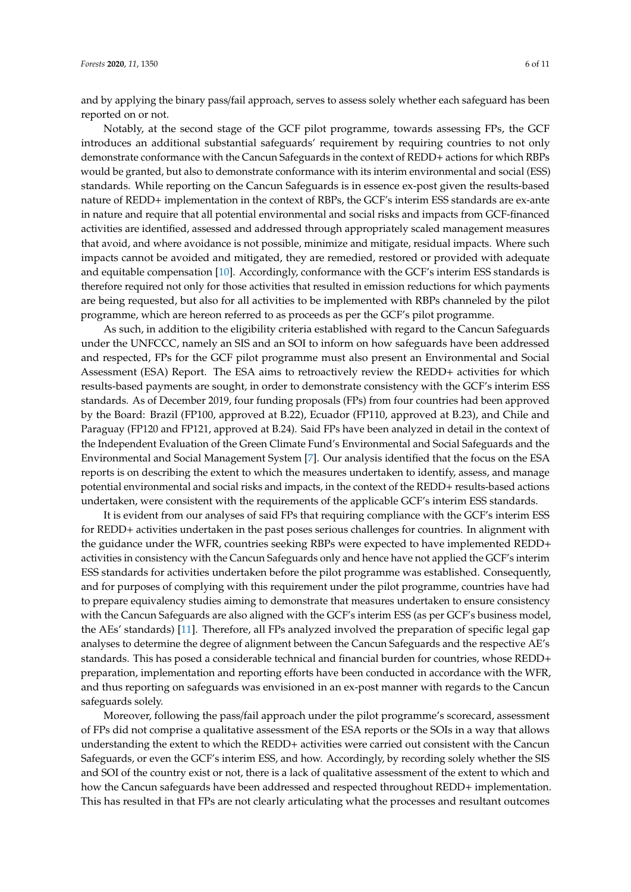and by applying the binary pass/fail approach, serves to assess solely whether each safeguard has been reported on or not.

Notably, at the second stage of the GCF pilot programme, towards assessing FPs, the GCF introduces an additional substantial safeguards' requirement by requiring countries to not only demonstrate conformance with the Cancun Safeguards in the context of REDD+ actions for which RBPs would be granted, but also to demonstrate conformance with its interim environmental and social (ESS) standards. While reporting on the Cancun Safeguards is in essence ex-post given the results-based nature of REDD+ implementation in the context of RBPs, the GCF's interim ESS standards are ex-ante in nature and require that all potential environmental and social risks and impacts from GCF-financed activities are identified, assessed and addressed through appropriately scaled management measures that avoid, and where avoidance is not possible, minimize and mitigate, residual impacts. Where such impacts cannot be avoided and mitigated, they are remedied, restored or provided with adequate and equitable compensation [10]. Accordingly, conformance with the GCF's interim ESS standards is therefore required not only for those activities that resulted in emission reductions for which payments are being requested, but also for all activities to be implemented with RBPs channeled by the pilot programme, which are hereon referred to as proceeds as per the GCF's pilot programme.

As such, in addition to the eligibility criteria established with regard to the Cancun Safeguards under the UNFCCC, namely an SIS and an SOI to inform on how safeguards have been addressed and respected, FPs for the GCF pilot programme must also present an Environmental and Social Assessment (ESA) Report. The ESA aims to retroactively review the REDD+ activities for which results-based payments are sought, in order to demonstrate consistency with the GCF's interim ESS standards. As of December 2019, four funding proposals (FPs) from four countries had been approved by the Board: Brazil (FP100, approved at B.22), Ecuador (FP110, approved at B.23), and Chile and Paraguay (FP120 and FP121, approved at B.24). Said FPs have been analyzed in detail in the context of the Independent Evaluation of the Green Climate Fund's Environmental and Social Safeguards and the Environmental and Social Management System [7]. Our analysis identified that the focus on the ESA reports is on describing the extent to which the measures undertaken to identify, assess, and manage potential environmental and social risks and impacts, in the context of the REDD+ results-based actions undertaken, were consistent with the requirements of the applicable GCF's interim ESS standards.

It is evident from our analyses of said FPs that requiring compliance with the GCF's interim ESS for REDD+ activities undertaken in the past poses serious challenges for countries. In alignment with the guidance under the WFR, countries seeking RBPs were expected to have implemented REDD+ activities in consistency with the Cancun Safeguards only and hence have not applied the GCF's interim ESS standards for activities undertaken before the pilot programme was established. Consequently, and for purposes of complying with this requirement under the pilot programme, countries have had to prepare equivalency studies aiming to demonstrate that measures undertaken to ensure consistency with the Cancun Safeguards are also aligned with the GCF's interim ESS (as per GCF's business model, the AEs' standards) [11]. Therefore, all FPs analyzed involved the preparation of specific legal gap analyses to determine the degree of alignment between the Cancun Safeguards and the respective AE's standards. This has posed a considerable technical and financial burden for countries, whose REDD+ preparation, implementation and reporting efforts have been conducted in accordance with the WFR, and thus reporting on safeguards was envisioned in an ex-post manner with regards to the Cancun safeguards solely.

Moreover, following the pass/fail approach under the pilot programme's scorecard, assessment of FPs did not comprise a qualitative assessment of the ESA reports or the SOIs in a way that allows understanding the extent to which the REDD+ activities were carried out consistent with the Cancun Safeguards, or even the GCF's interim ESS, and how. Accordingly, by recording solely whether the SIS and SOI of the country exist or not, there is a lack of qualitative assessment of the extent to which and how the Cancun safeguards have been addressed and respected throughout REDD+ implementation. This has resulted in that FPs are not clearly articulating what the processes and resultant outcomes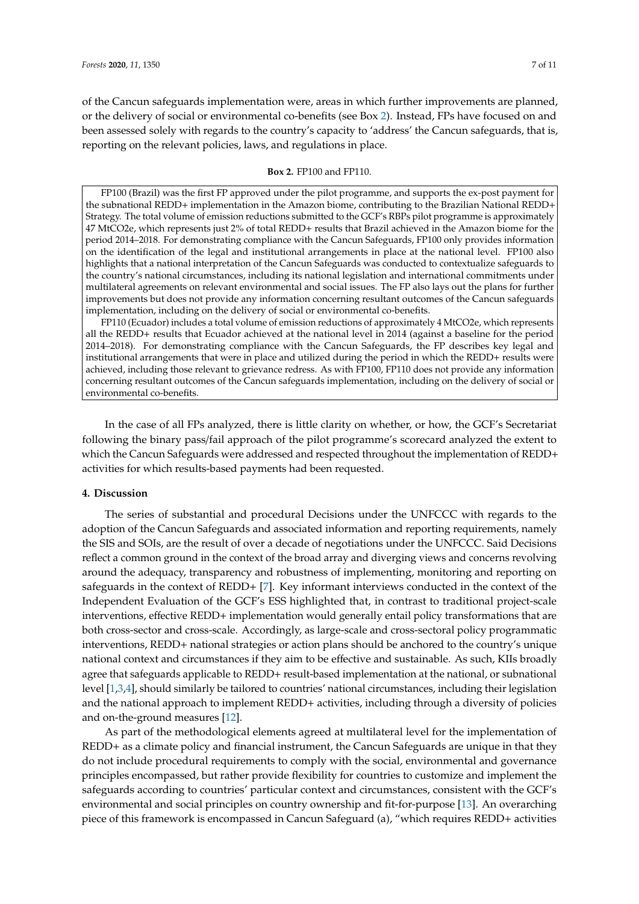of the Cancun safeguards implementation were, areas in which further improvements are planned, or the delivery of social or environmental co-benefits (see Box 2). Instead, FPs have focused on and been assessed solely with regards to the country's capacity to 'address' the Cancun safeguards, that is, reporting on the relevant policies, laws, and regulations in place.

**Box 2.** FP100 and FP110.

> FP100 (Brazil) was the first FP approved under the pilot programme, and supports the ex-post payment for the subnational REDD+ implementation in the Amazon biome, contributing to the Brazilian National REDD+ Strategy. The total volume of emission reductions submitted to the GCF's RBPs pilot programme is approximately 47 MtCO2e, which represents just 2% of total REDD+ results that Brazil achieved in the Amazon biome for the period 2014–2018. For demonstrating compliance with the Cancun Safeguards, FP100 only provides information on the identification of the legal and institutional arrangements in place at the national level. FP100 also highlights that a national interpretation of the Cancun Safeguards was conducted to contextualize safeguards to the country's national circumstances, including its national legislation and international commitments under multilateral agreements on relevant environmental and social issues. The FP also lays out the plans for further improvements but does not provide any information concerning resultant outcomes of the Cancun safeguards implementation, including on the delivery of social or environmental co-benefits.
>
> FP110 (Ecuador) includes a total volume of emission reductions of approximately 4 MtCO2e, which represents all the REDD+ results that Ecuador achieved at the national level in 2014 (against a baseline for the period 2014–2018). For demonstrating compliance with the Cancun Safeguards, the FP describes key legal and institutional arrangements that were in place and utilized during the period in which the REDD+ results were achieved, including those relevant to grievance redress. As with FP100, FP110 does not provide any information concerning resultant outcomes of the Cancun safeguards implementation, including on the delivery of social or environmental co-benefits.

In the case of all FPs analyzed, there is little clarity on whether, or how, the GCF's Secretariat following the binary pass/fail approach of the pilot programme's scorecard analyzed the extent to which the Cancun Safeguards were addressed and respected throughout the implementation of REDD+ activities for which results-based payments had been requested.

## 4. Discussion

The series of substantial and procedural Decisions under the UNFCCC with regards to the adoption of the Cancun Safeguards and associated information and reporting requirements, namely the SIS and SOIs, are the result of over a decade of negotiations under the UNFCCC. Said Decisions reflect a common ground in the context of the broad array and diverging views and concerns revolving around the adequacy, transparency and robustness of implementing, monitoring and reporting on safeguards in the context of REDD+ [7]. Key informant interviews conducted in the context of the Independent Evaluation of the GCF's ESS highlighted that, in contrast to traditional project-scale interventions, effective REDD+ implementation would generally entail policy transformations that are both cross-sector and cross-scale. Accordingly, as large-scale and cross-sectoral policy programmatic interventions, REDD+ national strategies or action plans should be anchored to the country's unique national context and circumstances if they aim to be effective and sustainable. As such, KIIs broadly agree that safeguards applicable to REDD+ result-based implementation at the national, or subnational level [1,3,4], should similarly be tailored to countries' national circumstances, including their legislation and the national approach to implement REDD+ activities, including through a diversity of policies and on-the-ground measures [12].

As part of the methodological elements agreed at multilateral level for the implementation of REDD+ as a climate policy and financial instrument, the Cancun Safeguards are unique in that they do not include procedural requirements to comply with the social, environmental and governance principles encompassed, but rather provide flexibility for countries to customize and implement the safeguards according to countries' particular context and circumstances, consistent with the GCF's environmental and social principles on country ownership and fit-for-purpose [13]. An overarching piece of this framework is encompassed in Cancun Safeguard (a), "which requires REDD+ activities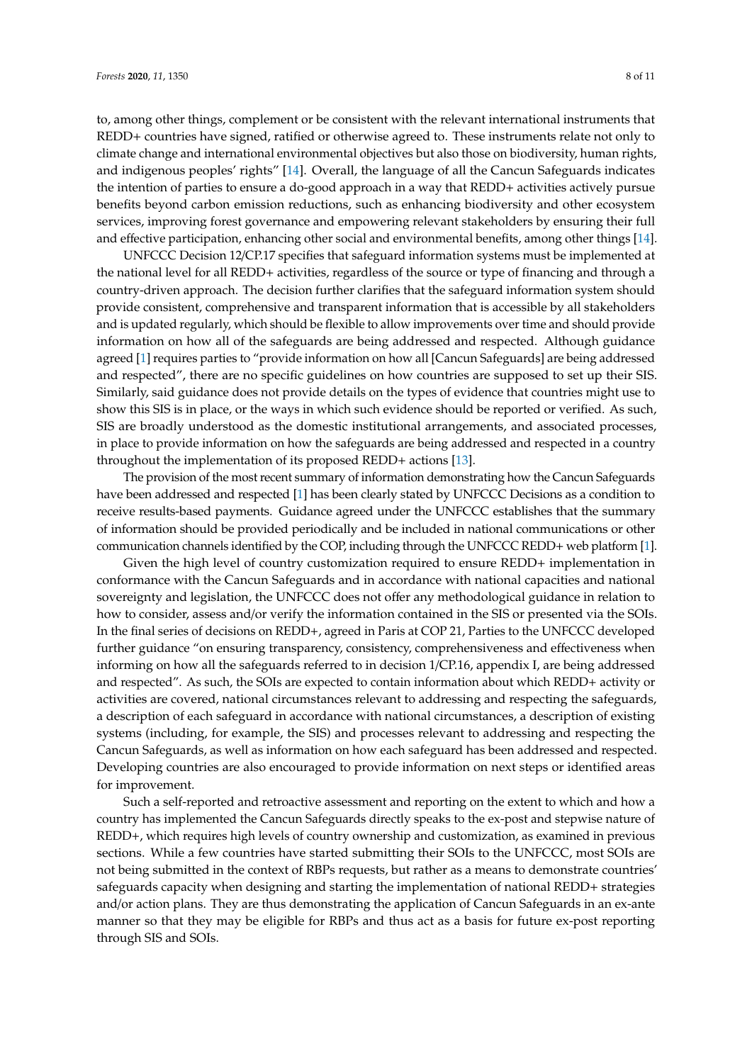to, among other things, complement or be consistent with the relevant international instruments that REDD+ countries have signed, ratified or otherwise agreed to. These instruments relate not only to climate change and international environmental objectives but also those on biodiversity, human rights, and indigenous peoples' rights" [14]. Overall, the language of all the Cancun Safeguards indicates the intention of parties to ensure a do-good approach in a way that REDD+ activities actively pursue benefits beyond carbon emission reductions, such as enhancing biodiversity and other ecosystem services, improving forest governance and empowering relevant stakeholders by ensuring their full and effective participation, enhancing other social and environmental benefits, among other things [14].

UNFCCC Decision 12/CP.17 specifies that safeguard information systems must be implemented at the national level for all REDD+ activities, regardless of the source or type of financing and through a country-driven approach. The decision further clarifies that the safeguard information system should provide consistent, comprehensive and transparent information that is accessible by all stakeholders and is updated regularly, which should be flexible to allow improvements over time and should provide information on how all of the safeguards are being addressed and respected. Although guidance agreed [1] requires parties to "provide information on how all [Cancun Safeguards] are being addressed and respected", there are no specific guidelines on how countries are supposed to set up their SIS. Similarly, said guidance does not provide details on the types of evidence that countries might use to show this SIS is in place, or the ways in which such evidence should be reported or verified. As such, SIS are broadly understood as the domestic institutional arrangements, and associated processes, in place to provide information on how the safeguards are being addressed and respected in a country throughout the implementation of its proposed REDD+ actions [13].

The provision of the most recent summary of information demonstrating how the Cancun Safeguards have been addressed and respected [1] has been clearly stated by UNFCCC Decisions as a condition to receive results-based payments. Guidance agreed under the UNFCCC establishes that the summary of information should be provided periodically and be included in national communications or other communication channels identified by the COP, including through the UNFCCC REDD+ web platform [1].

Given the high level of country customization required to ensure REDD+ implementation in conformance with the Cancun Safeguards and in accordance with national capacities and national sovereignty and legislation, the UNFCCC does not offer any methodological guidance in relation to how to consider, assess and/or verify the information contained in the SIS or presented via the SOIs. In the final series of decisions on REDD+, agreed in Paris at COP 21, Parties to the UNFCCC developed further guidance "on ensuring transparency, consistency, comprehensiveness and effectiveness when informing on how all the safeguards referred to in decision 1/CP.16, appendix I, are being addressed and respected". As such, the SOIs are expected to contain information about which REDD+ activity or activities are covered, national circumstances relevant to addressing and respecting the safeguards, a description of each safeguard in accordance with national circumstances, a description of existing systems (including, for example, the SIS) and processes relevant to addressing and respecting the Cancun Safeguards, as well as information on how each safeguard has been addressed and respected. Developing countries are also encouraged to provide information on next steps or identified areas for improvement.

Such a self-reported and retroactive assessment and reporting on the extent to which and how a country has implemented the Cancun Safeguards directly speaks to the ex-post and stepwise nature of REDD+, which requires high levels of country ownership and customization, as examined in previous sections. While a few countries have started submitting their SOIs to the UNFCCC, most SOIs are not being submitted in the context of RBPs requests, but rather as a means to demonstrate countries' safeguards capacity when designing and starting the implementation of national REDD+ strategies and/or action plans. They are thus demonstrating the application of Cancun Safeguards in an ex-ante manner so that they may be eligible for RBPs and thus act as a basis for future ex-post reporting through SIS and SOIs.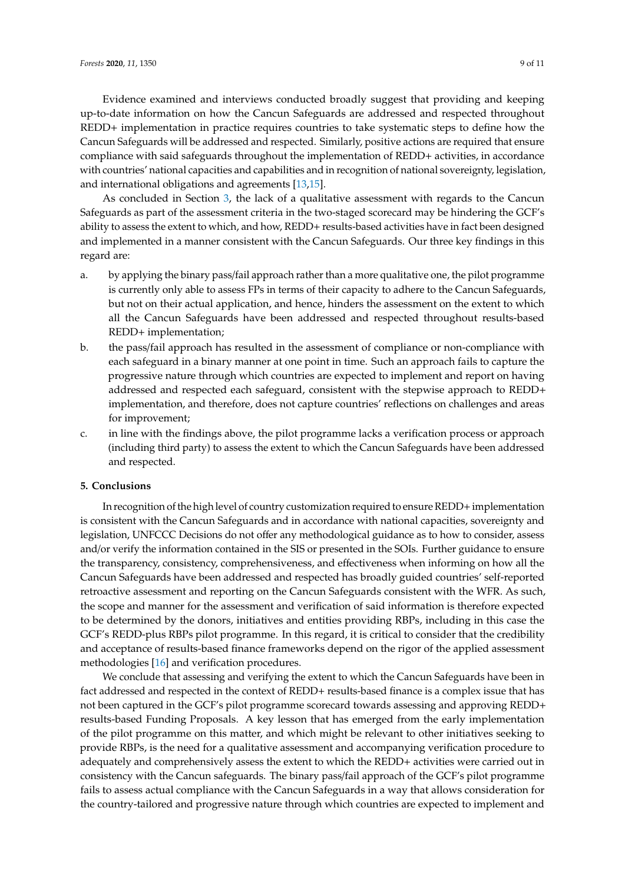Evidence examined and interviews conducted broadly suggest that providing and keeping up-to-date information on how the Cancun Safeguards are addressed and respected throughout REDD+ implementation in practice requires countries to take systematic steps to define how the Cancun Safeguards will be addressed and respected. Similarly, positive actions are required that ensure compliance with said safeguards throughout the implementation of REDD+ activities, in accordance with countries' national capacities and capabilities and in recognition of national sovereignty, legislation, and international obligations and agreements [13,15].

As concluded in Section 3, the lack of a qualitative assessment with regards to the Cancun Safeguards as part of the assessment criteria in the two-staged scorecard may be hindering the GCF's ability to assess the extent to which, and how, REDD+ results-based activities have in fact been designed and implemented in a manner consistent with the Cancun Safeguards. Our three key findings in this regard are:

a. by applying the binary pass/fail approach rather than a more qualitative one, the pilot programme is currently only able to assess FPs in terms of their capacity to adhere to the Cancun Safeguards, but not on their actual application, and hence, hinders the assessment on the extent to which all the Cancun Safeguards have been addressed and respected throughout results-based REDD+ implementation;

b. the pass/fail approach has resulted in the assessment of compliance or non-compliance with each safeguard in a binary manner at one point in time. Such an approach fails to capture the progressive nature through which countries are expected to implement and report on having addressed and respected each safeguard, consistent with the stepwise approach to REDD+ implementation, and therefore, does not capture countries' reflections on challenges and areas for improvement;

c. in line with the findings above, the pilot programme lacks a verification process or approach (including third party) to assess the extent to which the Cancun Safeguards have been addressed and respected.

## 5. Conclusions

In recognition of the high level of country customization required to ensure REDD+ implementation is consistent with the Cancun Safeguards and in accordance with national capacities, sovereignty and legislation, UNFCCC Decisions do not offer any methodological guidance as to how to consider, assess and/or verify the information contained in the SIS or presented in the SOIs. Further guidance to ensure the transparency, consistency, comprehensiveness, and effectiveness when informing on how all the Cancun Safeguards have been addressed and respected has broadly guided countries' self-reported retroactive assessment and reporting on the Cancun Safeguards consistent with the WFR. As such, the scope and manner for the assessment and verification of said information is therefore expected to be determined by the donors, initiatives and entities providing RBPs, including in this case the GCF's REDD-plus RBPs pilot programme. In this regard, it is critical to consider that the credibility and acceptance of results-based finance frameworks depend on the rigor of the applied assessment methodologies [16] and verification procedures.

We conclude that assessing and verifying the extent to which the Cancun Safeguards have been in fact addressed and respected in the context of REDD+ results-based finance is a complex issue that has not been captured in the GCF's pilot programme scorecard towards assessing and approving REDD+ results-based Funding Proposals. A key lesson that has emerged from the early implementation of the pilot programme on this matter, and which might be relevant to other initiatives seeking to provide RBPs, is the need for a qualitative assessment and accompanying verification procedure to adequately and comprehensively assess the extent to which the REDD+ activities were carried out in consistency with the Cancun safeguards. The binary pass/fail approach of the GCF's pilot programme fails to assess actual compliance with the Cancun Safeguards in a way that allows consideration for the country-tailored and progressive nature through which countries are expected to implement and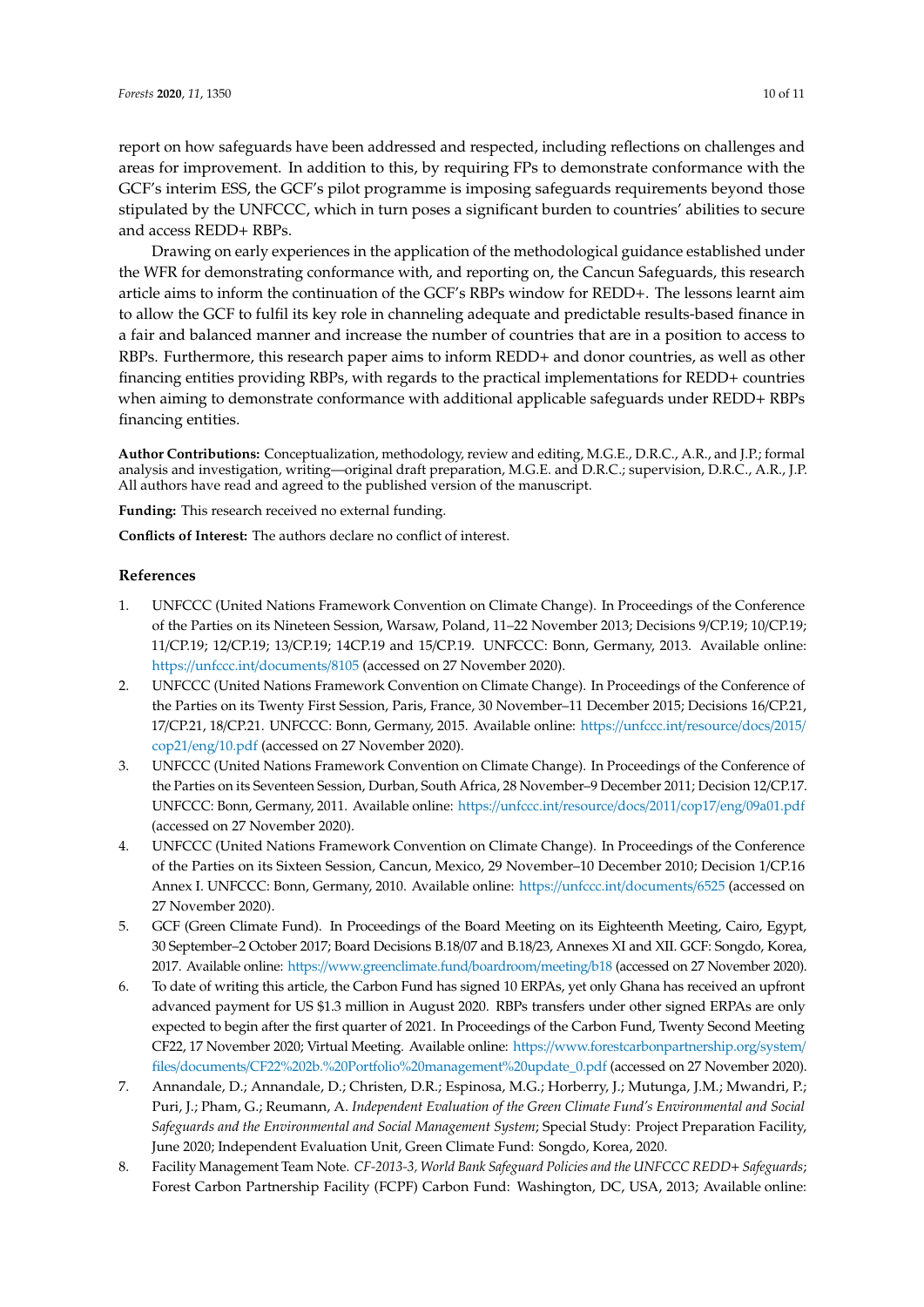report on how safeguards have been addressed and respected, including reflections on challenges and areas for improvement. In addition to this, by requiring FPs to demonstrate conformance with the GCF's interim ESS, the GCF's pilot programme is imposing safeguards requirements beyond those stipulated by the UNFCCC, which in turn poses a significant burden to countries' abilities to secure and access REDD+ RBPs.

Drawing on early experiences in the application of the methodological guidance established under the WFR for demonstrating conformance with, and reporting on, the Cancun Safeguards, this research article aims to inform the continuation of the GCF's RBPs window for REDD+. The lessons learnt aim to allow the GCF to fulfil its key role in channeling adequate and predictable results-based finance in a fair and balanced manner and increase the number of countries that are in a position to access to RBPs. Furthermore, this research paper aims to inform REDD+ and donor countries, as well as other financing entities providing RBPs, with regards to the practical implementations for REDD+ countries when aiming to demonstrate conformance with additional applicable safeguards under REDD+ RBPs financing entities.

**Author Contributions:** Conceptualization, methodology, review and editing, M.G.E., D.R.C., A.R., and J.P.; formal analysis and investigation, writing—original draft preparation, M.G.E. and D.R.C.; supervision, D.R.C., A.R., J.P. All authors have read and agreed to the published version of the manuscript.

**Funding:** This research received no external funding.

**Conflicts of Interest:** The authors declare no conflict of interest.

## References

1. UNFCCC (United Nations Framework Convention on Climate Change). In Proceedings of the Conference of the Parties on its Nineteen Session, Warsaw, Poland, 11–22 November 2013; Decisions 9/CP.19; 10/CP.19; 11/CP.19; 12/CP.19; 13/CP.19; 14CP.19 and 15/CP.19. UNFCCC: Bonn, Germany, 2013. Available online: https://unfccc.int/documents/8105 (accessed on 27 November 2020).
2. UNFCCC (United Nations Framework Convention on Climate Change). In Proceedings of the Conference of the Parties on its Twenty First Session, Paris, France, 30 November–11 December 2015; Decisions 16/CP.21, 17/CP.21, 18/CP.21. UNFCCC: Bonn, Germany, 2015. Available online: https://unfccc.int/resource/docs/2015/cop21/eng/10.pdf (accessed on 27 November 2020).
3. UNFCCC (United Nations Framework Convention on Climate Change). In Proceedings of the Conference of the Parties on its Seventeen Session, Durban, South Africa, 28 November–9 December 2011; Decision 12/CP.17. UNFCCC: Bonn, Germany, 2011. Available online: https://unfccc.int/resource/docs/2011/cop17/eng/09a01.pdf (accessed on 27 November 2020).
4. UNFCCC (United Nations Framework Convention on Climate Change). In Proceedings of the Conference of the Parties on its Sixteen Session, Cancun, Mexico, 29 November–10 December 2010; Decision 1/CP.16 Annex I. UNFCCC: Bonn, Germany, 2010. Available online: https://unfccc.int/documents/6525 (accessed on 27 November 2020).
5. GCF (Green Climate Fund). In Proceedings of the Board Meeting on its Eighteenth Meeting, Cairo, Egypt, 30 September–2 October 2017; Board Decisions B.18/07 and B.18/23, Annexes XI and XII. GCF: Songdo, Korea, 2017. Available online: https://www.greenclimate.fund/boardroom/meeting/b18 (accessed on 27 November 2020).
6. To date of writing this article, the Carbon Fund has signed 10 ERPAs, yet only Ghana has received an upfront advanced payment for US $1.3 million in August 2020. RBPs transfers under other signed ERPAs are only expected to begin after the first quarter of 2021. In Proceedings of the Carbon Fund, Twenty Second Meeting CF22, 17 November 2020; Virtual Meeting. Available online: https://www.forestcarbonpartnership.org/system/files/documents/CF22%202b.%20Portfolio%20management%20update_0.pdf (accessed on 27 November 2020).
7. Annandale, D.; Annandale, D.; Christen, D.R.; Espinosa, M.G.; Horberry, J.; Mutunga, J.M.; Mwandri, P.; Puri, J.; Pham, G.; Reumann, A. *Independent Evaluation of the Green Climate Fund's Environmental and Social Safeguards and the Environmental and Social Management System*; Special Study: Project Preparation Facility, June 2020; Independent Evaluation Unit, Green Climate Fund: Songdo, Korea, 2020.
8. Facility Management Team Note. *CF-2013-3, World Bank Safeguard Policies and the UNFCCC REDD+ Safeguards*; Forest Carbon Partnership Facility (FCPF) Carbon Fund: Washington, DC, USA, 2013; Available online: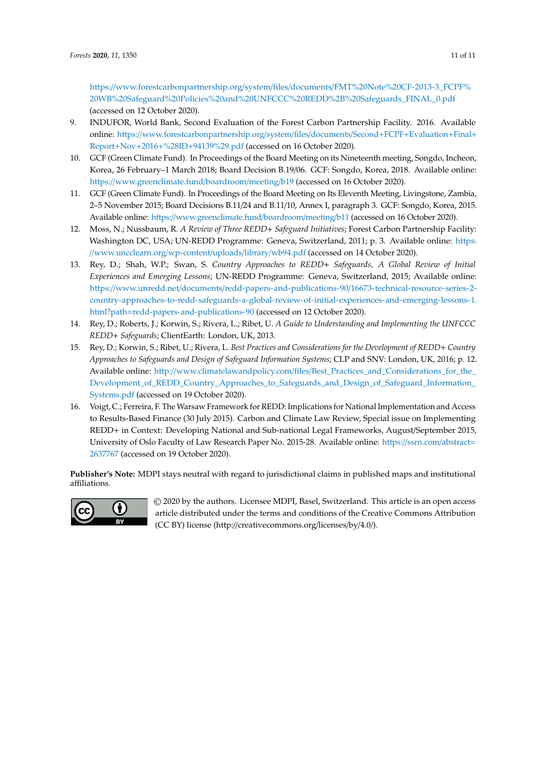https://www.forestcarbonpartnership.org/system/files/documents/FMT%20Note%20CF-2013-3_FCPF%20WB%20Safeguard%20Policies%20and%20UNFCCC%20REDD%2B%20Safeguards_FINAL_0.pdf (accessed on 12 October 2020).

9. INDUFOR, World Bank, Second Evaluation of the Forest Carbon Partnership Facility. 2016. Available online: https://www.forestcarbonpartnership.org/system/files/documents/Second+FCPF+Evaluation+Final+Report+Nov+2016+%28ID+94139%29.pdf (accessed on 16 October 2020).
10. GCF (Green Climate Fund). In Proceedings of the Board Meeting on its Nineteenth meeting, Songdo, Incheon, Korea, 26 February–1 March 2018; Board Decision B.19/06. GCF: Songdo, Korea, 2018. Available online: https://www.greenclimate.fund/boardroom/meeting/b19 (accessed on 16 October 2020).
11. GCF (Green Climate Fund). In Proceedings of the Board Meeting on Its Eleventh Meeting, Livingstone, Zambia, 2–5 November 2015; Board Decisions B.11/24 and B.11/10, Annex I, paragraph 3. GCF: Songdo, Korea, 2015. Available online: https://www.greenclimate.fund/boardroom/meeting/b11 (accessed on 16 October 2020).
12. Moss, N.; Nussbaum, R. *A Review of Three REDD+ Safeguard Initiatives*; Forest Carbon Partnership Facility: Washington DC, USA; UN-REDD Programme: Geneva, Switzerland, 2011; p. 3. Available online: https://www.uncclearn.org/wp-content/uploads/library/wb94.pdf (accessed on 14 October 2020).
13. Rey, D.; Shah, W.P.; Swan, S. *Country Approaches to REDD+ Safeguards, A Global Review of Initial Experiences and Emerging Lessons*; UN-REDD Programme: Geneva, Switzerland, 2015; Available online: https://www.unredd.net/documents/redd-papers-and-publications-90/16673-technical-resource-series-2-country-approaches-to-redd-safeguards-a-global-review-of-initial-experiences-and-emerging-lessons-1.html?path=redd-papers-and-publications-90 (accessed on 12 October 2020).
14. Rey, D.; Roberts, J.; Korwin, S.; Rivera, L.; Ribet, U. *A Guide to Understanding and Implementing the UNFCCC REDD+ Safeguards*; ClientEarth: London, UK, 2013.
15. Rey, D.; Korwin, S.; Ribet, U.; Rivera, L. *Best Practices and Considerations for the Development of REDD+ Country Approaches to Safeguards and Design of Safeguard Information Systems*; CLP and SNV: London, UK, 2016; p. 12. Available online: http://www.climatelawandpolicy.com/files/Best_Practices_and_Considerations_for_the_Development_of_REDD_Country_Approaches_to_Safeguards_and_Design_of_Safeguard_Information_Systems.pdf (accessed on 19 October 2020).
16. Voigt, C.; Ferreira, F. The Warsaw Framework for REDD: Implications for National Implementation and Access to Results-Based Finance (30 July 2015). Carbon and Climate Law Review, Special issue on Implementing REDD+ in Context: Developing National and Sub-national Legal Frameworks, August/September 2015, University of Oslo Faculty of Law Research Paper No. 2015-28. Available online: https://ssrn.com/abstract=2637767 (accessed on 19 October 2020).

**Publisher's Note:** MDPI stays neutral with regard to jurisdictional claims in published maps and institutional affiliations.

© 2020 by the authors. Licensee MDPI, Basel, Switzerland. This article is an open access article distributed under the terms and conditions of the Creative Commons Attribution (CC BY) license (http://creativecommons.org/licenses/by/4.0/).